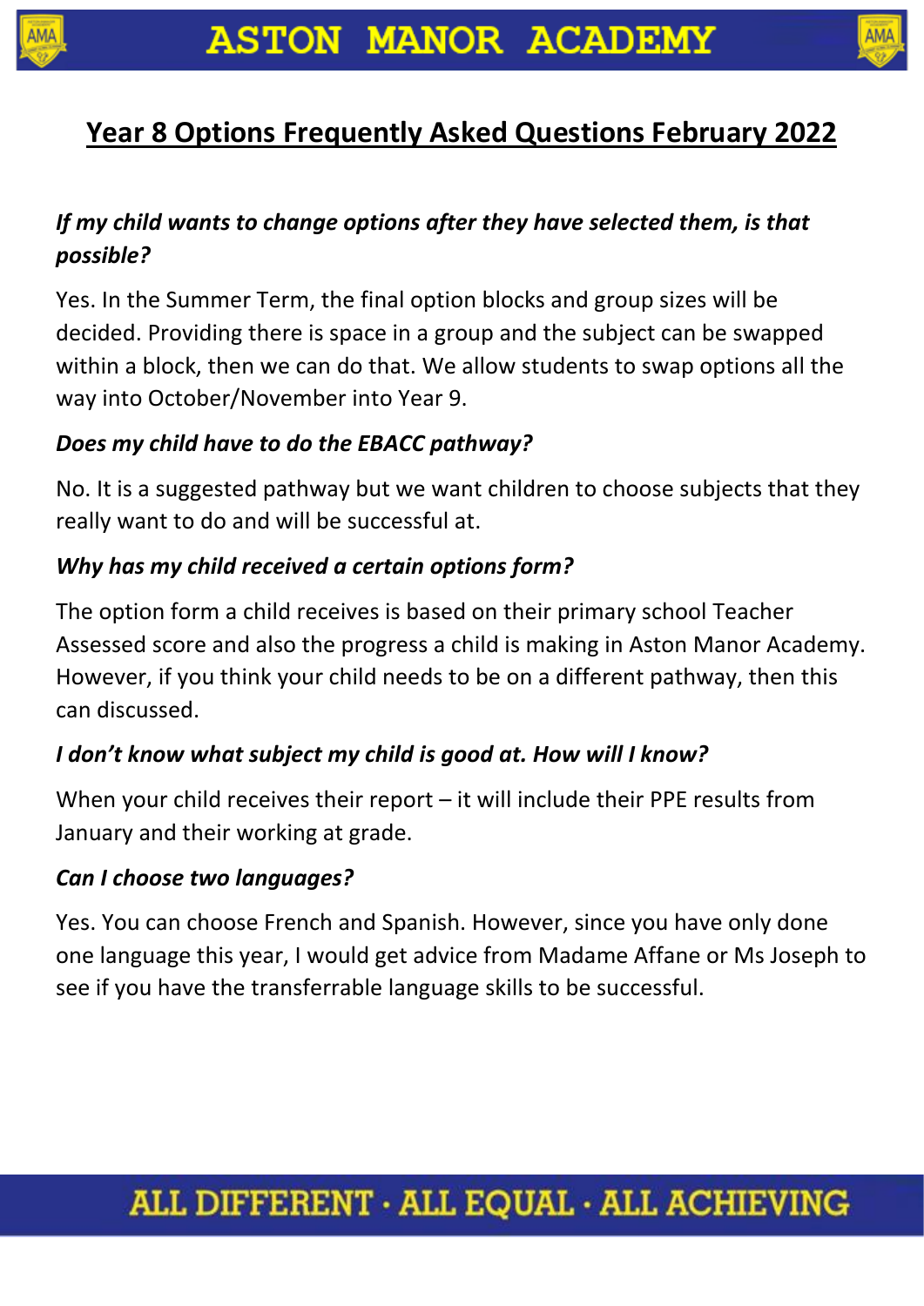# ASTON MANOR ACADEMY

## Year 8 Options Frequently Asked Questions February 2022

### *If my child wants to change options after they have selected them, is that possible?*

Yes. In the Summer Term, the final option blocks and group sizes will be decided. Providing there is space in a group and the subject can be swapped within a block, then we can do that. We allow students to swap options all the way into October/November into Year 9.

### *Does my child have to do the EBACC pathway?*

No. It is a suggested pathway but we want children to choose subjects that they really want to do and will be successful at.

### *Why has my child received a certain options form?*

The option form a child receives is based on their primary school Teacher Assessed score and also the progress a child is making in Aston Manor Academy. However, if you think your child needs to be on a different pathway, then this can discussed.

### *I don't know what subject my child is good at. How will I know?*

When your child receives their report – it will include their PPE results from January and their working at grade.

### *Can I choose two languages?*

Yes. You can choose French and Spanish. However, since you have only done one language this year, I would get advice from Madame Affane or Ms Joseph to see if you have the transferrable language skills to be successful.

ALL DIFFERENT · ALL EQUAL · ALL ACHIEVING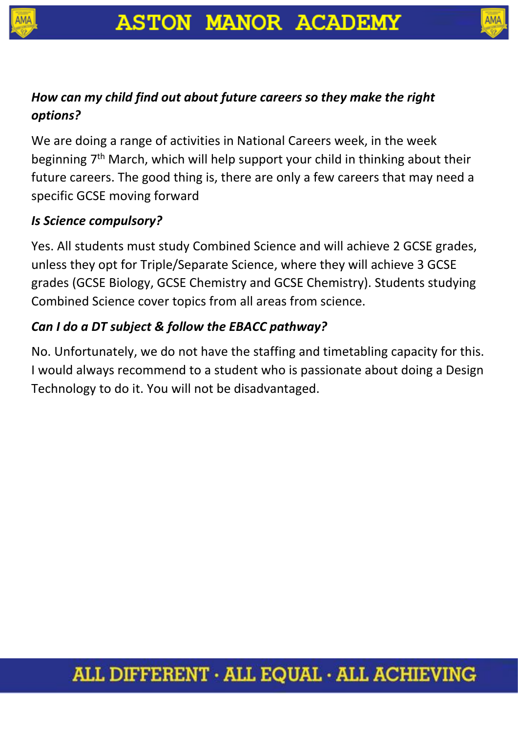***How can my child find out about future careers so they make the right options?***

We are doing a range of activities in National Careers week, in the week beginning 7th March, which will help support your child in thinking about their future careers. The good thing is, there are only a few careers that may need a specific GCSE moving forward

***Is Science compulsory?***

Yes. All students must study Combined Science and will achieve 2 GCSE grades, unless they opt for Triple/Separate Science, where they will achieve 3 GCSE grades (GCSE Biology, GCSE Chemistry and GCSE Chemistry). Students studying Combined Science cover topics from all areas from science.

***Can I do a DT subject & follow the EBACC pathway?***

No. Unfortunately, we do not have the staffing and timetabling capacity for this. I would always recommend to a student who is passionate about doing a Design Technology to do it. You will not be disadvantaged.